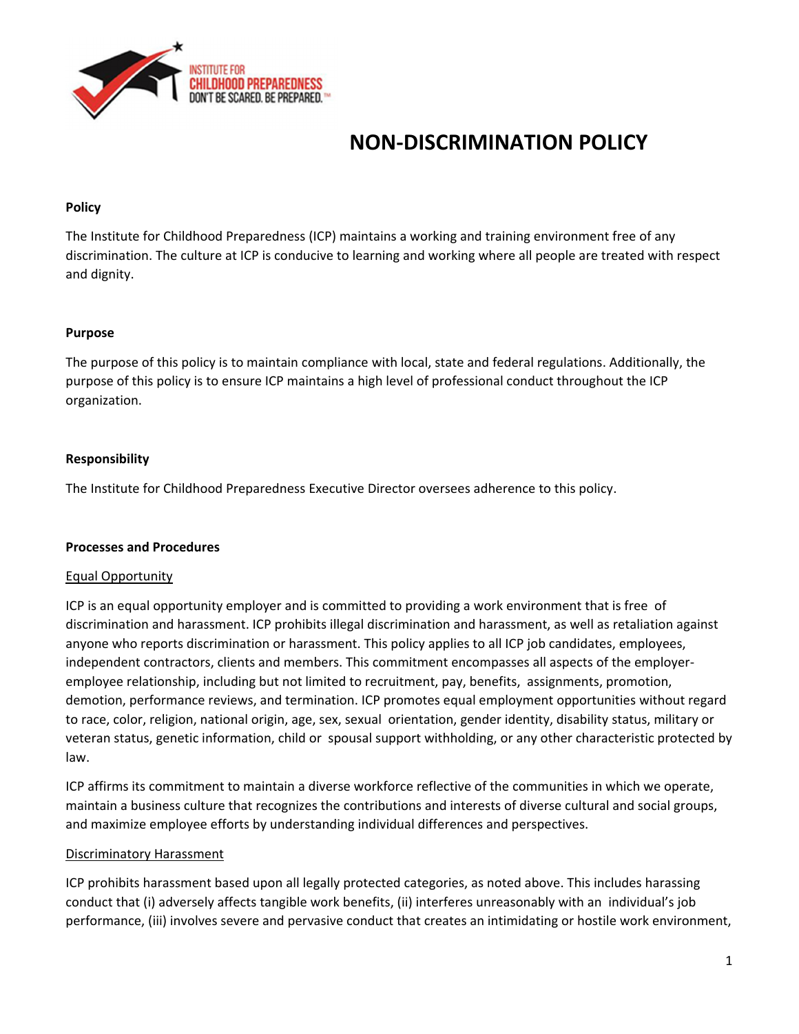INSTITUTE FOR
CHILDHOOD PREPAREDNESS
DON'T BE SCARED. BE PREPARED.™

# NON-DISCRIMINATION POLICY

**Policy**

The Institute for Childhood Preparedness (ICP) maintains a working and training environment free of any discrimination. The culture at ICP is conducive to learning and working where all people are treated with respect and dignity.

**Purpose**

The purpose of this policy is to maintain compliance with local, state and federal regulations. Additionally, the purpose of this policy is to ensure ICP maintains a high level of professional conduct throughout the ICP organization.

**Responsibility**

The Institute for Childhood Preparedness Executive Director oversees adherence to this policy.

**Processes and Procedures**

Equal Opportunity

ICP is an equal opportunity employer and is committed to providing a work environment that is free of discrimination and harassment. ICP prohibits illegal discrimination and harassment, as well as retaliation against anyone who reports discrimination or harassment. This policy applies to all ICP job candidates, employees, independent contractors, clients and members. This commitment encompasses all aspects of the employer-employee relationship, including but not limited to recruitment, pay, benefits, assignments, promotion, demotion, performance reviews, and termination. ICP promotes equal employment opportunities without regard to race, color, religion, national origin, age, sex, sexual orientation, gender identity, disability status, military or veteran status, genetic information, child or spousal support withholding, or any other characteristic protected by law.

ICP affirms its commitment to maintain a diverse workforce reflective of the communities in which we operate, maintain a business culture that recognizes the contributions and interests of diverse cultural and social groups, and maximize employee efforts by understanding individual differences and perspectives.

Discriminatory Harassment

ICP prohibits harassment based upon all legally protected categories, as noted above. This includes harassing conduct that (i) adversely affects tangible work benefits, (ii) interferes unreasonably with an individual's job performance, (iii) involves severe and pervasive conduct that creates an intimidating or hostile work environment,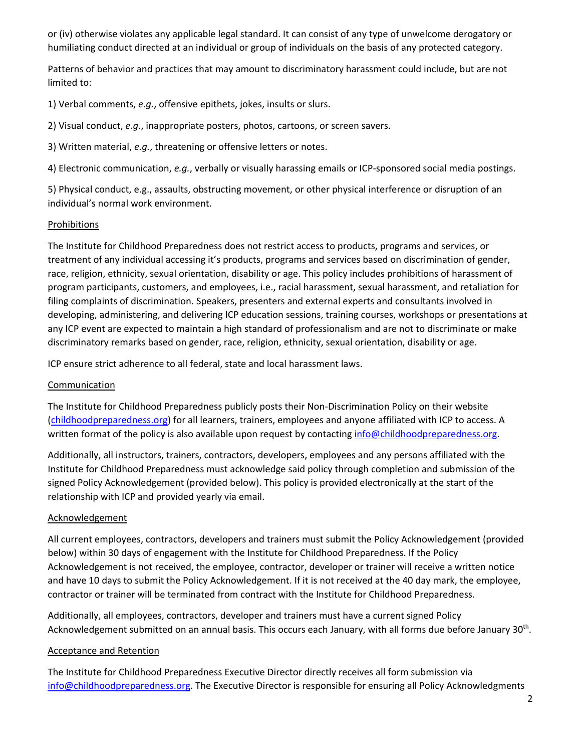or (iv) otherwise violates any applicable legal standard. It can consist of any type of unwelcome derogatory or humiliating conduct directed at an individual or group of individuals on the basis of any protected category.

Patterns of behavior and practices that may amount to discriminatory harassment could include, but are not limited to:

1) Verbal comments, *e.g.*, offensive epithets, jokes, insults or slurs.

2) Visual conduct, *e.g.*, inappropriate posters, photos, cartoons, or screen savers.

3) Written material, *e.g.*, threatening or offensive letters or notes.

4) Electronic communication, *e.g.*, verbally or visually harassing emails or ICP-sponsored social media postings.

5) Physical conduct, e.g., assaults, obstructing movement, or other physical interference or disruption of an individual's normal work environment.

<u>Prohibitions</u>

The Institute for Childhood Preparedness does not restrict access to products, programs and services, or treatment of any individual accessing it's products, programs and services based on discrimination of gender, race, religion, ethnicity, sexual orientation, disability or age. This policy includes prohibitions of harassment of program participants, customers, and employees, i.e., racial harassment, sexual harassment, and retaliation for filing complaints of discrimination. Speakers, presenters and external experts and consultants involved in developing, administering, and delivering ICP education sessions, training courses, workshops or presentations at any ICP event are expected to maintain a high standard of professionalism and are not to discriminate or make discriminatory remarks based on gender, race, religion, ethnicity, sexual orientation, disability or age.

ICP ensure strict adherence to all federal, state and local harassment laws.

<u>Communication</u>

The Institute for Childhood Preparedness publicly posts their Non-Discrimination Policy on their website (childhoodpreparedness.org) for all learners, trainers, employees and anyone affiliated with ICP to access. A written format of the policy is also available upon request by contacting info@childhoodpreparedness.org.

Additionally, all instructors, trainers, contractors, developers, employees and any persons affiliated with the Institute for Childhood Preparedness must acknowledge said policy through completion and submission of the signed Policy Acknowledgement (provided below). This policy is provided electronically at the start of the relationship with ICP and provided yearly via email.

<u>Acknowledgement</u>

All current employees, contractors, developers and trainers must submit the Policy Acknowledgement (provided below) within 30 days of engagement with the Institute for Childhood Preparedness. If the Policy Acknowledgement is not received, the employee, contractor, developer or trainer will receive a written notice and have 10 days to submit the Policy Acknowledgement. If it is not received at the 40 day mark, the employee, contractor or trainer will be terminated from contract with the Institute for Childhood Preparedness.

Additionally, all employees, contractors, developer and trainers must have a current signed Policy Acknowledgement submitted on an annual basis. This occurs each January, with all forms due before January 30th.

<u>Acceptance and Retention</u>

The Institute for Childhood Preparedness Executive Director directly receives all form submission via info@childhoodpreparedness.org. The Executive Director is responsible for ensuring all Policy Acknowledgments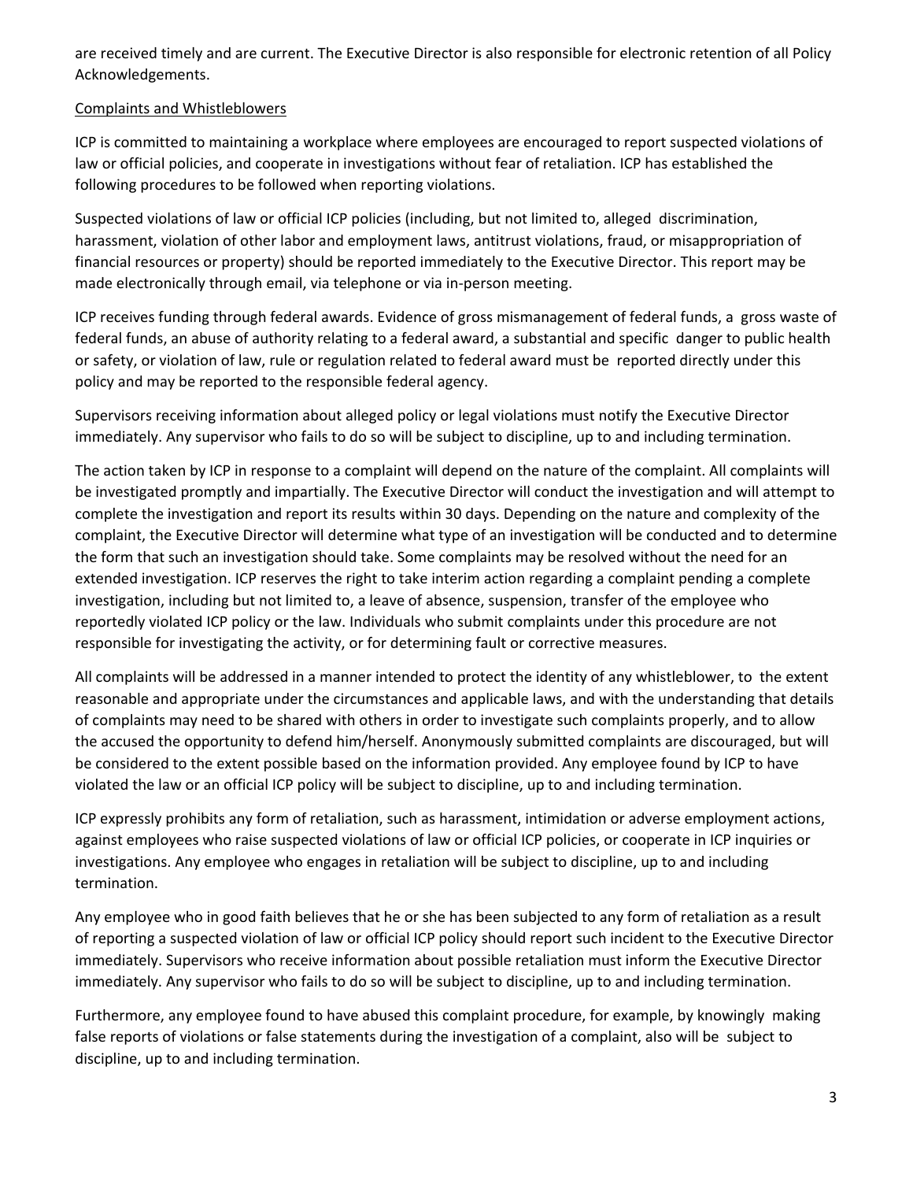are received timely and are current. The Executive Director is also responsible for electronic retention of all Policy Acknowledgements.

Complaints and Whistleblowers

ICP is committed to maintaining a workplace where employees are encouraged to report suspected violations of law or official policies, and cooperate in investigations without fear of retaliation. ICP has established the following procedures to be followed when reporting violations.

Suspected violations of law or official ICP policies (including, but not limited to, alleged discrimination, harassment, violation of other labor and employment laws, antitrust violations, fraud, or misappropriation of financial resources or property) should be reported immediately to the Executive Director. This report may be made electronically through email, via telephone or via in-person meeting.

ICP receives funding through federal awards. Evidence of gross mismanagement of federal funds, a gross waste of federal funds, an abuse of authority relating to a federal award, a substantial and specific danger to public health or safety, or violation of law, rule or regulation related to federal award must be reported directly under this policy and may be reported to the responsible federal agency.

Supervisors receiving information about alleged policy or legal violations must notify the Executive Director immediately. Any supervisor who fails to do so will be subject to discipline, up to and including termination.

The action taken by ICP in response to a complaint will depend on the nature of the complaint. All complaints will be investigated promptly and impartially. The Executive Director will conduct the investigation and will attempt to complete the investigation and report its results within 30 days. Depending on the nature and complexity of the complaint, the Executive Director will determine what type of an investigation will be conducted and to determine the form that such an investigation should take. Some complaints may be resolved without the need for an extended investigation. ICP reserves the right to take interim action regarding a complaint pending a complete investigation, including but not limited to, a leave of absence, suspension, transfer of the employee who reportedly violated ICP policy or the law. Individuals who submit complaints under this procedure are not responsible for investigating the activity, or for determining fault or corrective measures.

All complaints will be addressed in a manner intended to protect the identity of any whistleblower, to the extent reasonable and appropriate under the circumstances and applicable laws, and with the understanding that details of complaints may need to be shared with others in order to investigate such complaints properly, and to allow the accused the opportunity to defend him/herself. Anonymously submitted complaints are discouraged, but will be considered to the extent possible based on the information provided. Any employee found by ICP to have violated the law or an official ICP policy will be subject to discipline, up to and including termination.

ICP expressly prohibits any form of retaliation, such as harassment, intimidation or adverse employment actions, against employees who raise suspected violations of law or official ICP policies, or cooperate in ICP inquiries or investigations. Any employee who engages in retaliation will be subject to discipline, up to and including termination.

Any employee who in good faith believes that he or she has been subjected to any form of retaliation as a result of reporting a suspected violation of law or official ICP policy should report such incident to the Executive Director immediately. Supervisors who receive information about possible retaliation must inform the Executive Director immediately. Any supervisor who fails to do so will be subject to discipline, up to and including termination.

Furthermore, any employee found to have abused this complaint procedure, for example, by knowingly making false reports of violations or false statements during the investigation of a complaint, also will be subject to discipline, up to and including termination.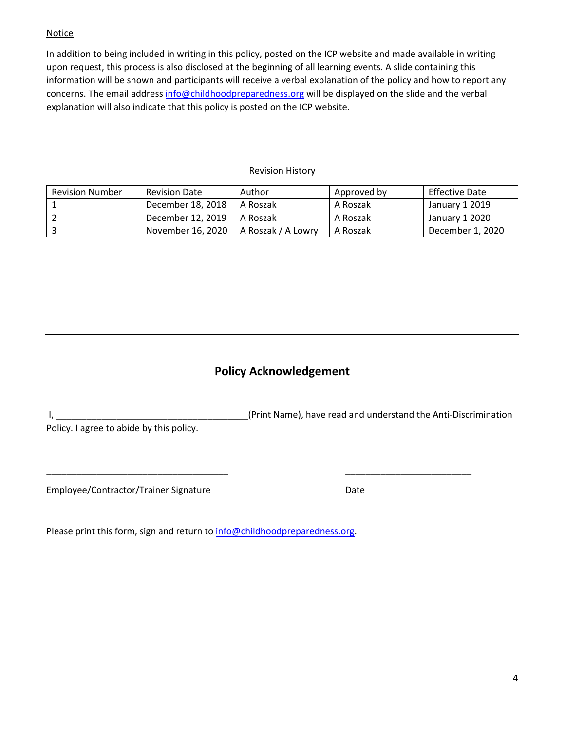Notice

In addition to being included in writing in this policy, posted on the ICP website and made available in writing upon request, this process is also disclosed at the beginning of all learning events. A slide containing this information will be shown and participants will receive a verbal explanation of the policy and how to report any concerns. The email address info@childhoodpreparedness.org will be displayed on the slide and the verbal explanation will also indicate that this policy is posted on the ICP website.

---

Revision History

| Revision Number | Revision Date | Author | Approved by | Effective Date |
|---|---|---|---|---|
| 1 | December 18, 2018 | A Roszak | A Roszak | January 1 2019 |
| 2 | December 12, 2019 | A Roszak | A Roszak | January 1 2020 |
| 3 | November 16, 2020 | A Roszak / A Lowry | A Roszak | December 1, 2020 |

---

## Policy Acknowledgement

I, ______________________________________(Print Name), have read and understand the Anti-Discrimination Policy. I agree to abide by this policy.

____________________________________

Employee/Contractor/Trainer Signature

_________________________

Date

Please print this form, sign and return to info@childhoodpreparedness.org.